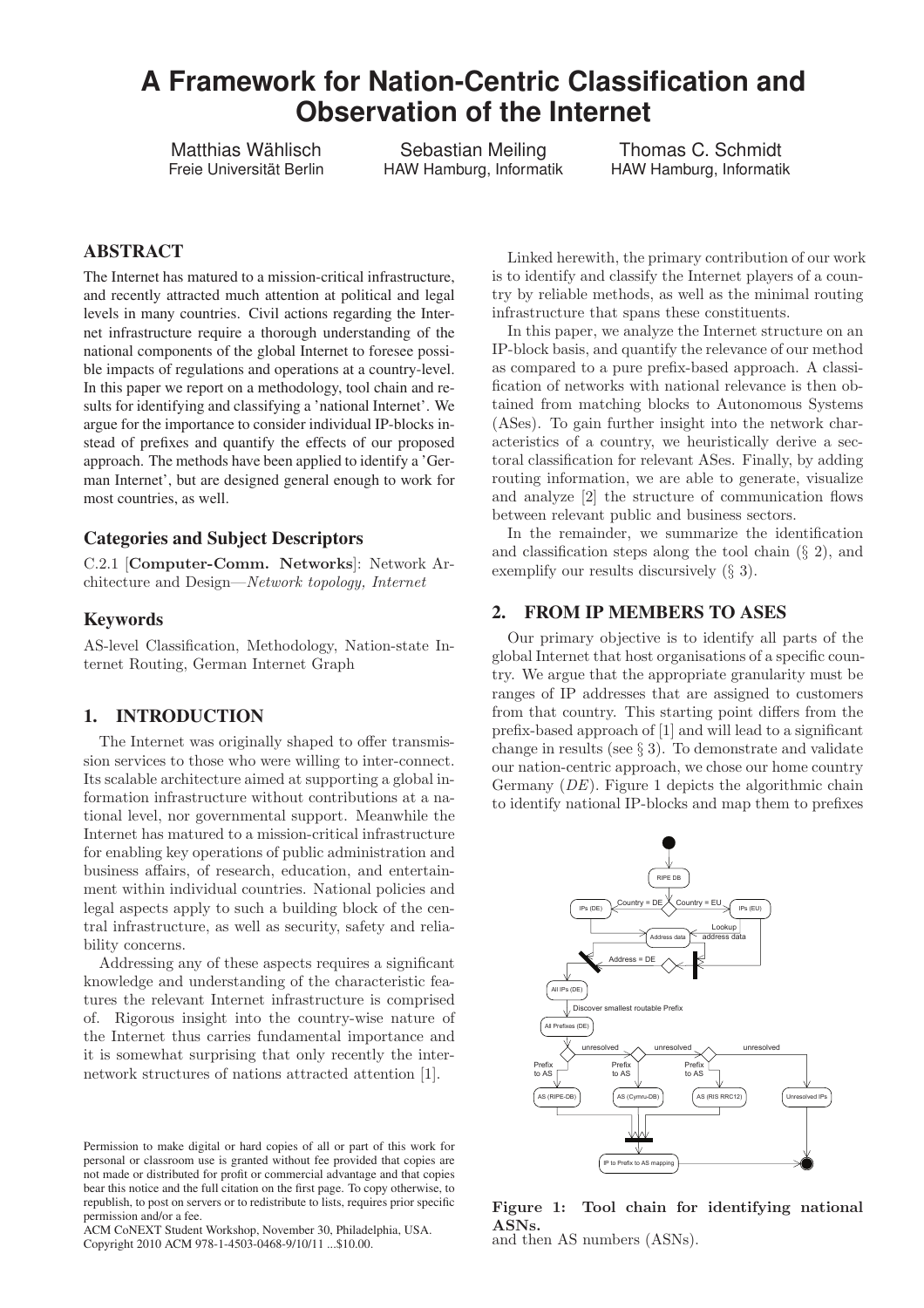# A Framework for Nation-Centric Classification and Observation of the Internet

Matthias Wählisch
Freie Universität Berlin

Sebastian Meiling
HAW Hamburg, Informatik

Thomas C. Schmidt
HAW Hamburg, Informatik

## ABSTRACT

The Internet has matured to a mission-critical infrastructure, and recently attracted much attention at political and legal levels in many countries. Civil actions regarding the Internet infrastructure require a thorough understanding of the national components of the global Internet to foresee possible impacts of regulations and operations at a country-level. In this paper we report on a methodology, tool chain and results for identifying and classifying a 'national Internet'. We argue for the importance to consider individual IP-blocks instead of prefixes and quantify the effects of our proposed approach. The methods have been applied to identify a 'German Internet', but are designed general enough to work for most countries, as well.

### Categories and Subject Descriptors

C.2.1 [**Computer-Comm. Networks**]: Network Architecture and Design—*Network topology, Internet*

### Keywords

AS-level Classification, Methodology, Nation-state Internet Routing, German Internet Graph

## 1. INTRODUCTION

The Internet was originally shaped to offer transmission services to those who were willing to inter-connect. Its scalable architecture aimed at supporting a global information infrastructure without contributions at a national level, nor governmental support. Meanwhile the Internet has matured to a mission-critical infrastructure for enabling key operations of public administration and business affairs, of research, education, and entertainment within individual countries. National policies and legal aspects apply to such a building block of the central infrastructure, as well as security, safety and reliability concerns.

Addressing any of these aspects requires a significant knowledge and understanding of the characteristic features the relevant Internet infrastructure is comprised of. Rigorous insight into the country-wise nature of the Internet thus carries fundamental importance and it is somewhat surprising that only recently the internetwork structures of nations attracted attention [1].

Linked herewith, the primary contribution of our work is to identify and classify the Internet players of a country by reliable methods, as well as the minimal routing infrastructure that spans these constituents.

In this paper, we analyze the Internet structure on an IP-block basis, and quantify the relevance of our method as compared to a pure prefix-based approach. A classification of networks with national relevance is then obtained from matching blocks to Autonomous Systems (ASes). To gain further insight into the network characteristics of a country, we heuristically derive a sectoral classification for relevant ASes. Finally, by adding routing information, we are able to generate, visualize and analyze [2] the structure of communication flows between relevant public and business sectors.

In the remainder, we summarize the identification and classification steps along the tool chain (§ 2), and exemplify our results discursively (§ 3).

## 2. FROM IP MEMBERS TO ASES

Our primary objective is to identify all parts of the global Internet that host organisations of a specific country. We argue that the appropriate granularity must be ranges of IP addresses that are assigned to customers from that country. This starting point differs from the prefix-based approach of [1] and will lead to a significant change in results (see § 3). To demonstrate and validate our nation-centric approach, we chose our home country Germany (*DE*). Figure 1 depicts the algorithmic chain to identify national IP-blocks and map them to prefixes and then AS numbers (ASNs).

**Figure 1: Tool chain for identifying national ASNs.**

Permission to make digital or hard copies of all or part of this work for personal or classroom use is granted without fee provided that copies are not made or distributed for profit or commercial advantage and that copies bear this notice and the full citation on the first page. To copy otherwise, to republish, to post on servers or to redistribute to lists, requires prior specific permission and/or a fee.
ACM CoNEXT Student Workshop, November 30, Philadelphia, USA.
Copyright 2010 ACM 978-1-4503-0468-9/10/11 ...$10.00.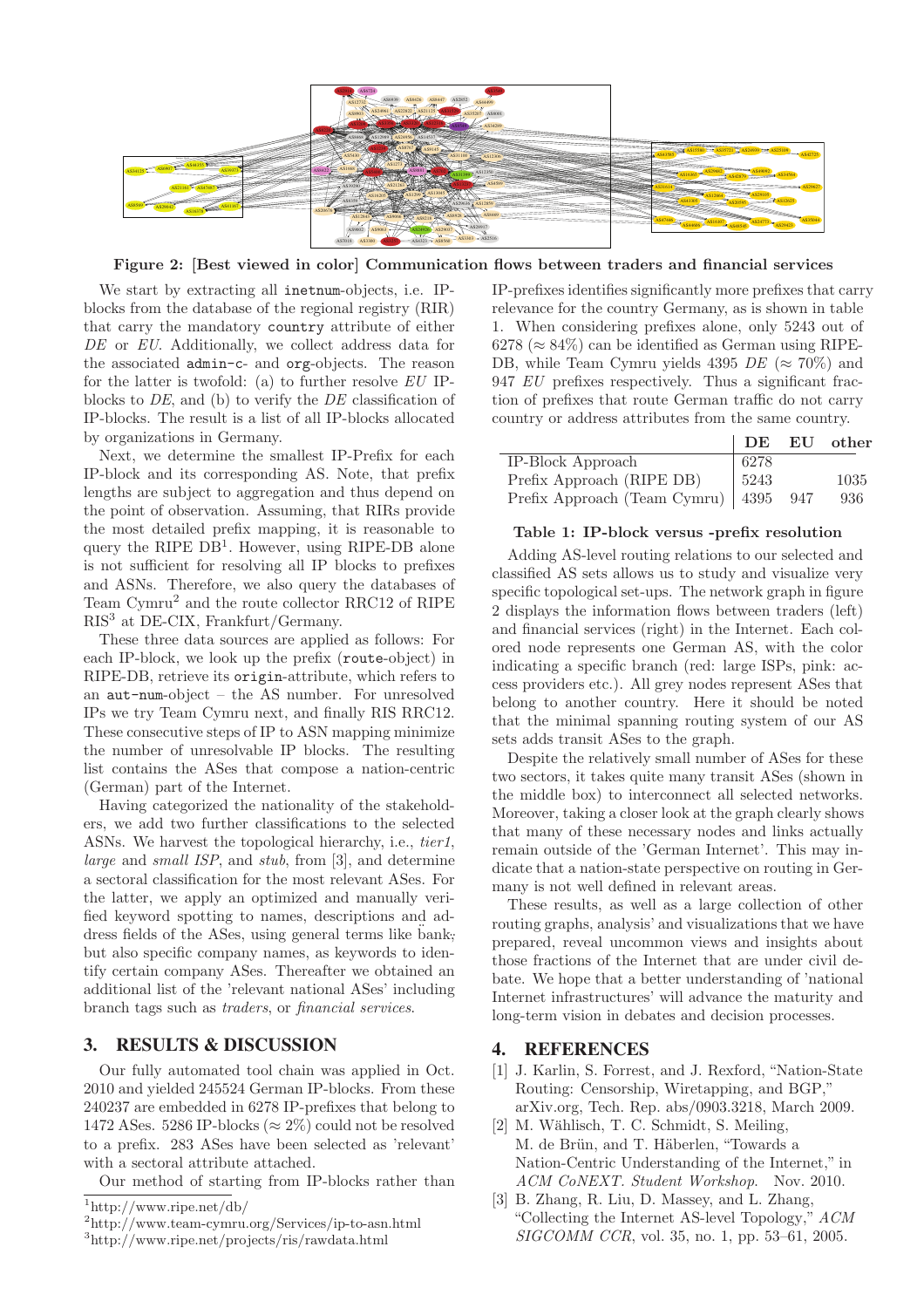**Figure 2: [Best viewed in color] Communication flows between traders and financial services**

We start by extracting all `inetnum`-objects, i.e. IP-blocks from the database of the regional registry (RIR) that carry the mandatory `country` attribute of either *DE* or *EU*. Additionally, we collect address data for the associated `admin-c`- and `org`-objects. The reason for the latter is twofold: (a) to further resolve *EU* IP-blocks to *DE*, and (b) to verify the *DE* classification of IP-blocks. The result is a list of all IP-blocks allocated by organizations in Germany.

Next, we determine the smallest IP-Prefix for each IP-block and its corresponding AS. Note, that prefix lengths are subject to aggregation and thus depend on the point of observation. Assuming, that RIRs provide the most detailed prefix mapping, it is reasonable to query the RIPE DB[1]. However, using RIPE-DB alone is not sufficient for resolving all IP blocks to prefixes and ASNs. Therefore, we also query the databases of Team Cymru[2] and the route collector RRC12 of RIPE RIS[3] at DE-CIX, Frankfurt/Germany.

These three data sources are applied as follows: For each IP-block, we look up the prefix (`route`-object) in RIPE-DB, retrieve its `origin`-attribute, which refers to an `aut-num`-object – the AS number. For unresolved IPs we try Team Cymru next, and finally RIS RRC12. These consecutive steps of IP to ASN mapping minimize the number of unresolvable IP blocks. The resulting list contains the ASes that compose a nation-centric (German) part of the Internet.

Having categorized the nationality of the stakeholders, we add two further classifications to the selected ASNs. We harvest the topological hierarchy, i.e., *tier1*, *large* and *small ISP*, and *stub*, from [3], and determine a sectoral classification for the most relevant ASes. For the latter, we apply an optimized and manually verified keyword spotting to names, descriptions and address fields of the ASes, using general terms like ‘bank’, but also specific company names, as keywords to identify certain company ASes. Thereafter we obtained an additional list of the 'relevant national ASes' including branch tags such as *traders*, or *financial services*.

## 3. RESULTS & DISCUSSION

Our fully automated tool chain was applied in Oct. 2010 and yielded 245524 German IP-blocks. From these 240237 are embedded in 6278 IP-prefixes that belong to 1472 ASes. 5286 IP-blocks (≈ 2%) could not be resolved to a prefix. 283 ASes have been selected as 'relevant' with a sectoral attribute attached.

Our method of starting from IP-blocks rather than IP-prefixes identifies significantly more prefixes that carry relevance for the country Germany, as is shown in table 1. When considering prefixes alone, only 5243 out of 6278 (≈ 84%) can be identified as German using RIPE-DB, while Team Cymru yields 4395 *DE* (≈ 70%) and 947 *EU* prefixes respectively. Thus a significant fraction of prefixes that route German traffic do not carry country or address attributes from the same country.

| | DE | EU | other |
|---|---|---|---|
| IP-Block Approach | 6278 | | |
| Prefix Approach (RIPE DB) | 5243 | | 1035 |
| Prefix Approach (Team Cymru) | 4395 | 947 | 936 |

**Table 1: IP-block versus -prefix resolution**

Adding AS-level routing relations to our selected and classified AS sets allows us to study and visualize very specific topological set-ups. The network graph in figure 2 displays the information flows between traders (left) and financial services (right) in the Internet. Each colored node represents one German AS, with the color indicating a specific branch (red: large ISPs, pink: access providers etc.). All grey nodes represent ASes that belong to another country. Here it should be noted that the minimal spanning routing system of our AS sets adds transit ASes to the graph.

Despite the relatively small number of ASes for these two sectors, it takes quite many transit ASes (shown in the middle box) to interconnect all selected networks. Moreover, taking a closer look at the graph clearly shows that many of these necessary nodes and links actually remain outside of the 'German Internet'. This may indicate that a nation-state perspective on routing in Germany is not well defined in relevant areas.

These results, as well as a large collection of other routing graphs, analysis' and visualizations that we have prepared, reveal uncommon views and insights about those fractions of the Internet that are under civil debate. We hope that a better understanding of 'national Internet infrastructures' will advance the maturity and long-term vision in debates and decision processes.

## 4. REFERENCES

[1] J. Karlin, S. Forrest, and J. Rexford, "Nation-State Routing: Censorship, Wiretapping, and BGP," arXiv.org, Tech. Rep. abs/0903.3218, March 2009.

[2] M. Wählisch, T. C. Schmidt, S. Meiling, M. de Brün, and T. Häberlen, "Towards a Nation-Centric Understanding of the Internet," in *ACM CoNEXT. Student Workshop*. Nov. 2010.

[3] B. Zhang, R. Liu, D. Massey, and L. Zhang, "Collecting the Internet AS-level Topology," *ACM SIGCOMM CCR*, vol. 35, no. 1, pp. 53–61, 2005.

[1] http://www.ripe.net/db/

[2] http://www.team-cymru.org/Services/ip-to-asn.html

[3] http://www.ripe.net/projects/ris/rawdata.html